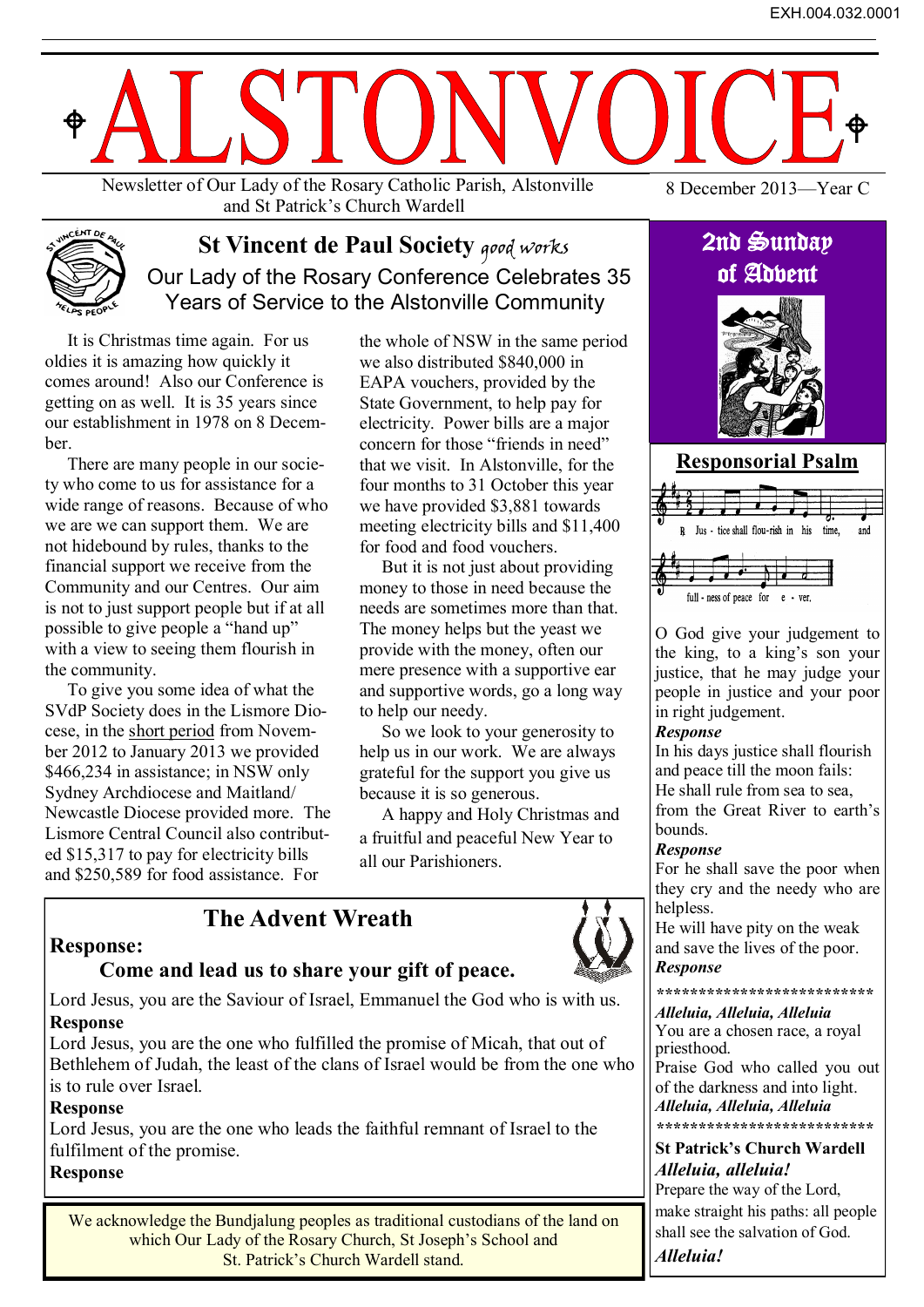# ALSTONVOICE

Newsletter of Our Lady of the Rosary Catholic Parish, Alstonville and St Patrick's Church Wardell

8 December 2013—Year C

## St Vincent de Paul Society *good works*

### Our Lady of the Rosary Conference Celebrates 35 Years of Service to the Alstonville Community

It is Christmas time again. For us oldies it is amazing how quickly it comes around! Also our Conference is getting on as well. It is 35 years since our establishment in 1978 on 8 December.

There are many people in our society who come to us for assistance for a wide range of reasons. Because of who we are we can support them. We are not hidebound by rules, thanks to the financial support we receive from the Community and our Centres. Our aim is not to just support people but if at all possible to give people a "hand up" with a view to seeing them flourish in the community.

To give you some idea of what the SVdP Society does in the Lismore Diocese, in the short period from November 2012 to January 2013 we provided $466,234 in assistance; in NSW only Sydney Archdiocese and Maitland/ Newcastle Diocese provided more. The Lismore Central Council also contributed $15,317 to pay for electricity bills and $250,589 for food assistance. For the whole of NSW in the same period we also distributed $840,000 in EAPA vouchers, provided by the State Government, to help pay for electricity. Power bills are a major concern for those "friends in need" that we visit. In Alstonville, for the four months to 31 October this year we have provided $3,881 towards meeting electricity bills and $11,400 for food and food vouchers.

But it is not just about providing money to those in need because the needs are sometimes more than that. The money helps but the yeast we provide with the money, often our mere presence with a supportive ear and supportive words, go a long way to help our needy.

So we look to your generosity to help us in our work. We are always grateful for the support you give us because it is so generous.

A happy and Holy Christmas and a fruitful and peaceful New Year to all our Parishioners.

## The Advent Wreath

**Response:**

**Come and lead us to share your gift of peace.**

Lord Jesus, you are the Saviour of Israel, Emmanuel the God who is with us.

**Response**

Lord Jesus, you are the one who fulfilled the promise of Micah, that out of Bethlehem of Judah, the least of the clans of Israel would be from the one who is to rule over Israel.

**Response**

Lord Jesus, you are the one who leads the faithful remnant of Israel to the fulfilment of the promise.

**Response**

We acknowledge the Bundjalung peoples as traditional custodians of the land on which Our Lady of the Rosary Church, St Joseph's School and St. Patrick's Church Wardell stand.

## 2nd Sunday of Advent

### Responsorial Psalm

℟ Justice shall flourish in his time, and fullness of peace for ever.

O God give your judgement to the king, to a king's son your justice, that he may judge your people in justice and your poor in right judgement.

***Response***

In his days justice shall flourish and peace till the moon fails:
He shall rule from sea to sea, from the Great River to earth's bounds.

***Response***

For he shall save the poor when they cry and the needy who are helpless.
He will have pity on the weak and save the lives of the poor.

***Response***

*************************

***Alleluia, Alleluia, Alleluia***

You are a chosen race, a royal priesthood.
Praise God who called you out of the darkness and into light.

***Alleluia, Alleluia, Alleluia***

*************************

**St Patrick's Church Wardell**

***Alleluia, alleluia!***

Prepare the way of the Lord, make straight his paths: all people shall see the salvation of God.

***Alleluia!***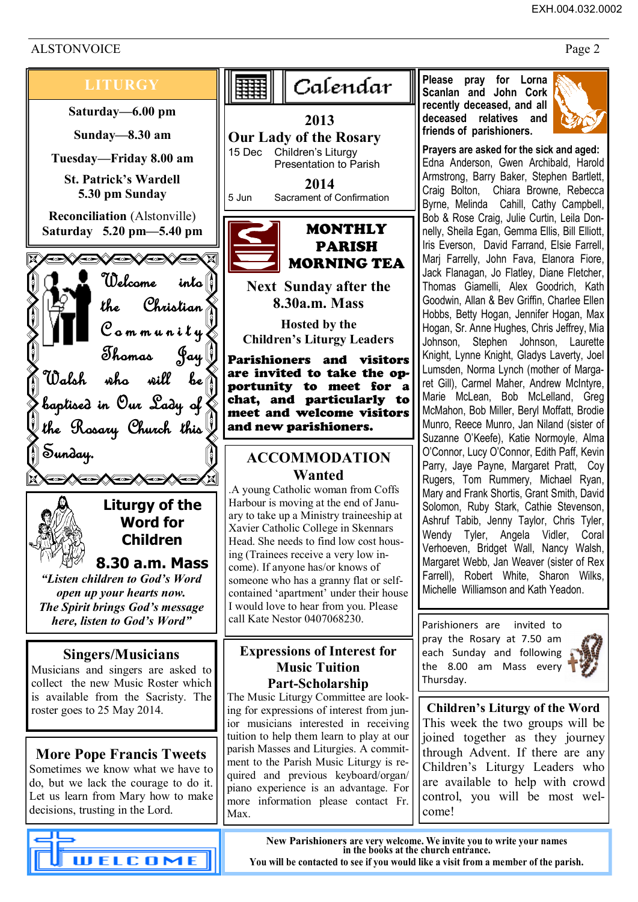## LITURGY

Saturday—6.00 pm

Sunday—8.30 am

Tuesday—Friday 8.00 am

St. Patrick's Wardell
5.30 pm Sunday

**Reconciliation** (Alstonville)
Saturday 5.20 pm—5.40 pm

Welcome into the Christian Community Thomas Jay Walsh who will be baptised in Our Lady of the Rosary Church this Sunday.

## Liturgy of the Word for Children

### 8.30 a.m. Mass

*"Listen children to God's Word open up your hearts now. The Spirit brings God's message here, listen to God's Word"*

## Singers/Musicians

Musicians and singers are asked to collect the new Music Roster which is available from the Sacristy. The roster goes to 25 May 2014.

## More Pope Francis Tweets

Sometimes we know what we have to do, but we lack the courage to do it. Let us learn from Mary how to make decisions, trusting in the Lord.

## Calendar

**2013**

**Our Lady of the Rosary**

| | |
|---|---|
| 15 Dec | Children's Liturgy<br>Presentation to Parish |

**2014**

| | |
|---|---|
| 5 Jun | Sacrament of Confirmation |

## MONTHLY PARISH MORNING TEA

**Next Sunday after the 8.30a.m. Mass**

**Hosted by the Children's Liturgy Leaders**

**Parishioners and visitors are invited to take the opportunity to meet for a chat, and particularly to meet and welcome visitors and new parishioners.**

## ACCOMMODATION Wanted

.A young Catholic woman from Coffs Harbour is moving at the end of January to take up a Ministry traineeship at Xavier Catholic College in Skennars Head. She needs to find low cost housing (Trainees receive a very low income). If anyone has/or knows of someone who has a granny flat or self-contained 'apartment' under their house I would love to hear from you. Please call Kate Nestor 0407068230.

## Expressions of Interest for Music Tuition Part-Scholarship

The Music Liturgy Committee are looking for expressions of interest from junior musicians interested in receiving tuition to help them learn to play at our parish Masses and Liturgies. A commitment to the Parish Music Liturgy is required and previous keyboard/organ/piano experience is an advantage. For more information please contact Fr. Max.

**Please pray for Lorna Scanlan and John Cork recently deceased, and all deceased relatives and friends of parishioners.**

**Prayers are asked for the sick and aged:** Edna Anderson, Gwen Archibald, Harold Armstrong, Barry Baker, Stephen Bartlett, Craig Bolton, Chiara Browne, Rebecca Byrne, Melinda Cahill, Cathy Campbell, Bob & Rose Craig, Julie Curtin, Leila Donnelly, Sheila Egan, Gemma Ellis, Bill Elliott, Iris Everson, David Farrand, Elsie Farrell, Marj Farrelly, John Fava, Elanora Fiore, Jack Flanagan, Jo Flatley, Diane Fletcher, Thomas Giamelli, Alex Goodrich, Kath Goodwin, Allan & Bev Griffin, Charlee Ellen Hobbs, Betty Hogan, Jennifer Hogan, Max Hogan, Sr. Anne Hughes, Chris Jeffrey, Mia Johnson, Stephen Johnson, Laurette Knight, Lynne Knight, Gladys Laverty, Joel Lumsden, Norma Lynch (mother of Margaret Gill), Carmel Maher, Andrew McIntyre, Marie McLean, Bob McLelland, Greg McMahon, Bob Miller, Beryl Moffatt, Brodie Munro, Reece Munro, Jan Niland (sister of Suzanne O'Keefe), Katie Normoyle, Alma O'Connor, Lucy O'Connor, Edith Paff, Kevin Parry, Jaye Payne, Margaret Pratt, Coy Rugers, Tom Rummery, Michael Ryan, Mary and Frank Shortis, Grant Smith, David Solomon, Ruby Stark, Cathie Stevenson, Ashruf Tabib, Jenny Taylor, Chris Tyler, Wendy Tyler, Angela Vidler, Coral Verhoeven, Bridget Wall, Nancy Walsh, Margaret Webb, Jan Weaver (sister of Rex Farrell), Robert White, Sharon Wilks, Michelle Williamson and Kath Yeadon.

Parishioners are invited to pray the Rosary at 7.50 am each Sunday and following the 8.00 am Mass every Thursday.

## Children's Liturgy of the Word

This week the two groups will be joined together as they journey through Advent. If there are any Children's Liturgy Leaders who are available to help with crowd control, you will be most welcome!

WELCOME

**New Parishioners are very welcome. We invite you to write your names in the books at the church entrance. You will be contacted to see if you would like a visit from a member of the parish.**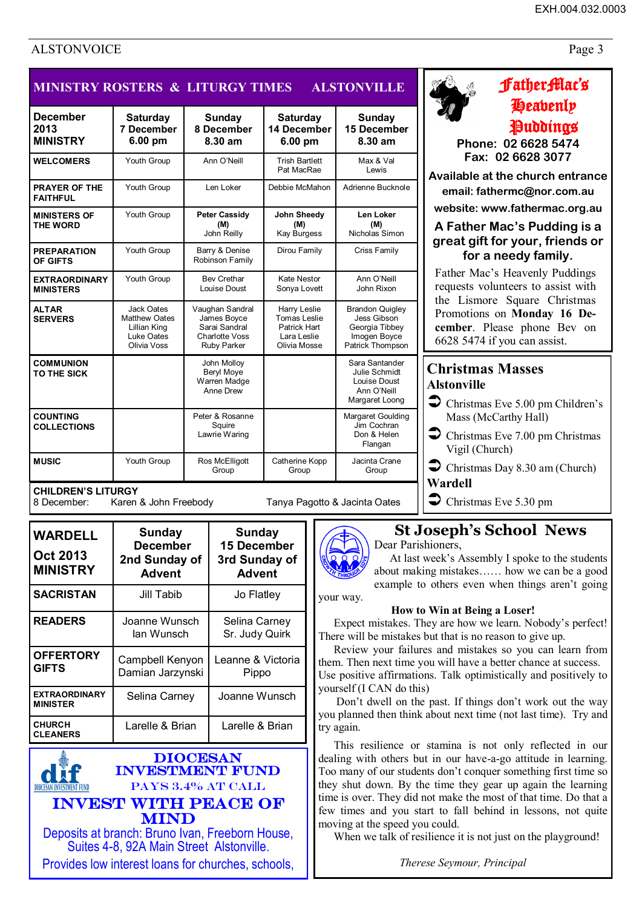## MINISTRY ROSTERS & LITURGY TIMES ALSTONVILLE

| December 2013 MINISTRY | Saturday 7 December 6.00 pm | Sunday 8 December 8.30 am | Saturday 14 December 6.00 pm | Sunday 15 December 8.30 am |
|---|---|---|---|---|
| WELCOMERS | Youth Group | Ann O'Neill | Trish Bartlett Pat MacRae | Max & Val Lewis |
| PRAYER OF THE FAITHFUL | Youth Group | Len Loker | Debbie McMahon | Adrienne Bucknole |
| MINISTERS OF THE WORD | Youth Group | **Peter Cassidy (M)** John Reilly | **John Sheedy (M)** Kay Burgess | **Len Loker (M)** Nicholas Simon |
| PREPARATION OF GIFTS | Youth Group | Barry & Denise Robinson Family | Dirou Family | Criss Family |
| EXTRAORDINARY MINISTERS | Youth Group | Bev Crethar Louise Doust | Kate Nestor Sonya Lovett | Ann O'Neill John Rixon |
| ALTAR SERVERS | Jack Oates Matthew Oates Lillian King Luke Oates Olivia Voss | Vaughan Sandral James Boyce Sarai Sandral Charlotte Voss Ruby Parker | Harry Leslie Tomas Leslie Patrick Hart Lara Leslie Olivia Mosse | Brandon Quigley Jess Gibson Georgia Tibbey Imogen Boyce Patrick Thompson |
| COMMUNION TO THE SICK | | John Molloy Beryl Moye Warren Madge Anne Drew | | Sara Santander Julie Schmidt Louise Doust Ann O'Neill Margaret Loong |
| COUNTING COLLECTIONS | | Peter & Rosanne Squire Lawrie Waring | | Margaret Goulding Jim Cochran Don & Helen Flangan |
| MUSIC | Youth Group | Ros McElligott Group | Catherine Kopp Group | Jacinta Crane Group |

**CHILDREN'S LITURGY**
8 December: Karen & John Freebody Tanya Pagotto & Jacinta Oates

| WARDELL Oct 2013 MINISTRY | Sunday December 2nd Sunday of Advent | Sunday 15 December 3rd Sunday of Advent |
|---|---|---|
| SACRISTAN | Jill Tabib | Jo Flatley |
| READERS | Joanne Wunsch Ian Wunsch | Selina Carney Sr. Judy Quirk |
| OFFERTORY GIFTS | Campbell Kenyon Damian Jarzynski | Leanne & Victoria Pippo |
| EXTRAORDINARY MINISTER | Selina Carney | Joanne Wunsch |
| CHURCH CLEANERS | Larelle & Brian | Larelle & Brian |

## DIOCESAN INVESTMENT FUND

PAYS 3.4% AT CALL

**INVEST WITH PEACE OF MIND**

Deposits at branch: Bruno Ivan, Freeborn House, Suites 4-8, 92A Main Street Alstonville.

Provides low interest loans for churches, schools,

## FatherMac's Heavenly Puddings

**Phone: 02 6628 5474**
**Fax: 02 6628 3077**

**Available at the church entrance**
**email: fathermc@nor.com.au**
**website: www.fathermac.org.au**

**A Father Mac's Pudding is a great gift for your, friends or for a needy family.**

Father Mac's Heavenly Puddings requests volunteers to assist with the Lismore Square Christmas Promotions on **Monday 16 December**. Please phone Bev on 6628 5474 if you can assist.

## Christmas Masses

**Alstonville**

- Christmas Eve 5.00 pm Children's Mass (McCarthy Hall)
- Christmas Eve 7.00 pm Christmas Vigil (Church)
- Christmas Day 8.30 am (Church)

**Wardell**

- Christmas Eve 5.30 pm

## St Joseph's School News

Dear Parishioners,

At last week's Assembly I spoke to the students about making mistakes…… how we can be a good example to others even when things aren't going your way.

**How to Win at Being a Loser!**

Expect mistakes. They are how we learn. Nobody's perfect! There will be mistakes but that is no reason to give up.

Review your failures and mistakes so you can learn from them. Then next time you will have a better chance at success. Use positive affirmations. Talk optimistically and positively to yourself (I CAN do this)

Don't dwell on the past. If things don't work out the way you planned then think about next time (not last time). Try and try again.

This resilience or stamina is not only reflected in our dealing with others but in our have-a-go attitude in learning. Too many of our students don't conquer something first time so they shut down. By the time they gear up again the learning time is over. They did not make the most of that time. Do that a few times and you start to fall behind in lessons, not quite moving at the speed you could.

When we talk of resilience it is not just on the playground!

*Therese Seymour, Principal*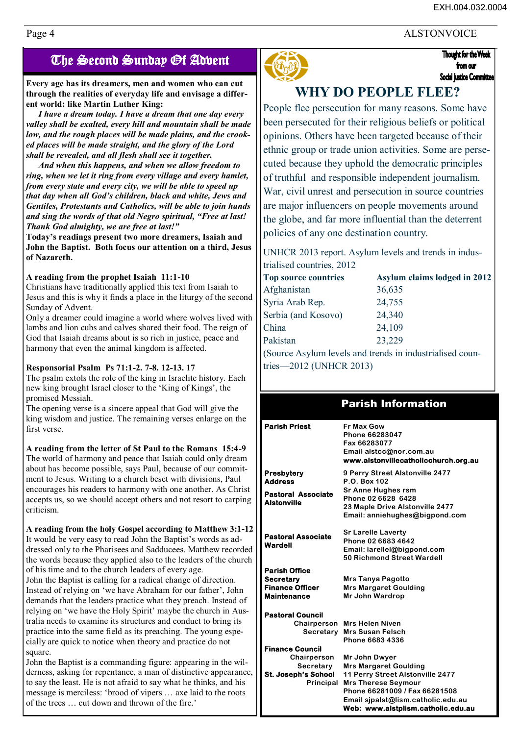## The Second Sunday Of Advent

**Every age has its dreamers, men and women who can cut through the realities of everyday life and envisage a different world: like Martin Luther King:**

***I have a dream today. I have a dream that one day every valley shall be exalted, every hill and mountain shall be made low, and the rough places will be made plains, and the crooked places will be made straight, and the glory of the Lord shall be revealed, and all flesh shall see it together.***

***And when this happens, and when we allow freedom to ring, when we let it ring from every village and every hamlet, from every state and every city, we will be able to speed up that day when all God's children, black and white, Jews and Gentiles, Protestants and Catholics, will be able to join hands and sing the words of that old Negro spiritual, "Free at last! Thank God almighty, we are free at last!"***

**Today's readings present two more dreamers, Isaiah and John the Baptist. Both focus our attention on a third, Jesus of Nazareth.**

**A reading from the prophet Isaiah 11:1-10**

Christians have traditionally applied this text from Isaiah to Jesus and this is why it finds a place in the liturgy of the second Sunday of Advent.

Only a dreamer could imagine a world where wolves lived with lambs and lion cubs and calves shared their food. The reign of God that Isaiah dreams about is so rich in justice, peace and harmony that even the animal kingdom is affected.

**Responsorial Psalm Ps 71:1-2. 7-8. 12-13. 17**

The psalm extols the role of the king in Israelite history. Each new king brought Israel closer to the 'King of Kings', the promised Messiah.

The opening verse is a sincere appeal that God will give the king wisdom and justice. The remaining verses enlarge on the first verse.

**A reading from the letter of St Paul to the Romans 15:4-9**

The world of harmony and peace that Isaiah could only dream about has become possible, says Paul, because of our commitment to Jesus. Writing to a church beset with divisions, Paul encourages his readers to harmony with one another. As Christ accepts us, so we should accept others and not resort to carping criticism.

**A reading from the holy Gospel according to Matthew 3:1-12**

It would be very easy to read John the Baptist's words as addressed only to the Pharisees and Sadducees. Matthew recorded the words because they applied also to the leaders of the church of his time and to the church leaders of every age.

John the Baptist is calling for a radical change of direction. Instead of relying on 'we have Abraham for our father', John demands that the leaders practice what they preach. Instead of relying on 'we have the Holy Spirit' maybe the church in Australia needs to examine its structures and conduct to bring its practice into the same field as its preaching. The young especially are quick to notice when theory and practice do not square.

John the Baptist is a commanding figure: appearing in the wilderness, asking for repentance, a man of distinctive appearance, to say the least. He is not afraid to say what he thinks, and his message is merciless: 'brood of vipers … axe laid to the roots of the trees … cut down and thrown of the fire.'

**Thought for the Week from our Social Justice Committee**

## WHY DO PEOPLE FLEE?

People flee persecution for many reasons. Some have been persecuted for their religious beliefs or political opinions. Others have been targeted because of their ethnic group or trade union activities. Some are persecuted because they uphold the democratic principles of truthful and responsible independent journalism. War, civil unrest and persecution in source countries are major influencers on people movements around the globe, and far more influential than the deterrent policies of any one destination country.

UNHCR 2013 report. Asylum levels and trends in industrialised countries, 2012

| Top source countries | Asylum claims lodged in 2012 |
|---|---|
| Afghanistan | 36,635 |
| Syria Arab Rep. | 24,755 |
| Serbia (and Kosovo) | 24,340 |
| China | 24,109 |
| Pakistan | 23,229 |

(Source Asylum levels and trends in industrialised countries—2012 (UNHCR 2013)

## Parish Information

| | |
|---|---|
| **Parish Priest** | Fr Max Gow<br>Phone 66283047<br>Fax 66283077<br>Email alstcc@nor.com.au<br>www.alstonvillecatholicchurch.org.au |
| **Presbytery Address** | 9 Perry Street Alstonville 2477<br>P.O. Box 102 |
| **Pastoral Associate Alstonville** | Sr Anne Hughes rsm<br>Phone 02 6628 6428<br>23 Maple Drive Alstonville 2477<br>Email: anniehughes@bigpond.com |
| **Pastoral Associate Wardell** | Sr Larelle Laverty<br>Phone 02 6683 4642<br>Email: larellel@bigpond.com<br>50 Richmond Street Wardell |
| **Parish Office Secretary** | Mrs Tanya Pagotto |
| **Finance Officer** | Mrs Margaret Goulding |
| **Maintenance** | Mr John Wardrop |
| **Pastoral Council** Chairperson | Mrs Helen Niven |
| Secretary | Mrs Susan Felsch<br>Phone 6683 4336 |
| **Finance Council** Chairperson | Mr John Dwyer |
| Secretary | Mrs Margaret Goulding |
| **St. Joseph's School** | 11 Perry Street Alstonville 2477 |
| Principal | Mrs Therese Seymour<br>Phone 66281009 / Fax 66281508<br>Email sjpalst@lism.catholic.edu.au<br>Web: www.alstplism.catholic.edu.au |